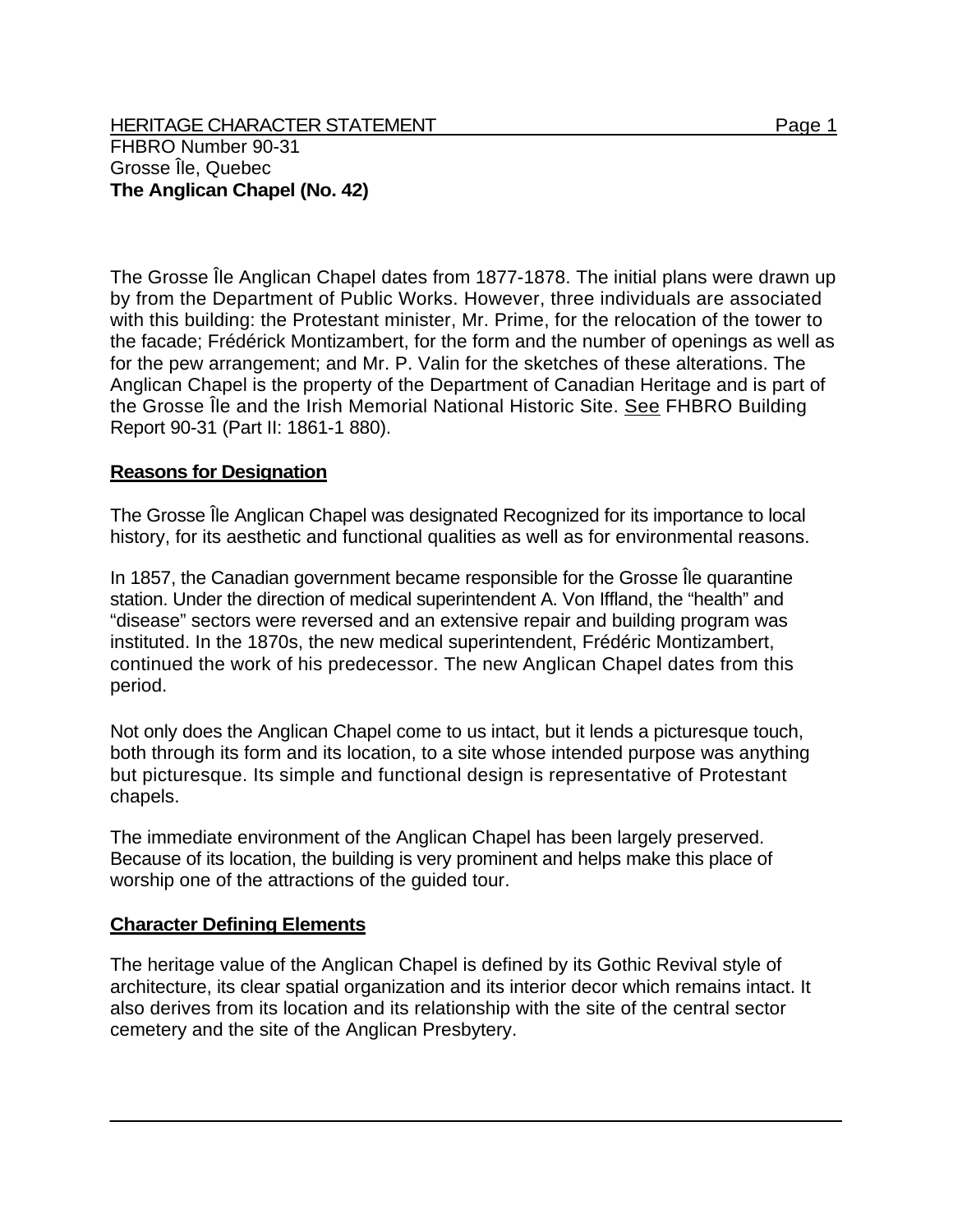HERITAGE CHARACTER STATEMENT

FHBRO Number 90-31
Grosse Île, Quebec
**The Anglican Chapel (No. 42)**

The Grosse Île Anglican Chapel dates from 1877-1878. The initial plans were drawn up by from the Department of Public Works. However, three individuals are associated with this building: the Protestant minister, Mr. Prime, for the relocation of the tower to the facade; Frédérick Montizambert, for the form and the number of openings as well as for the pew arrangement; and Mr. P. Valin for the sketches of these alterations. The Anglican Chapel is the property of the Department of Canadian Heritage and is part of the Grosse Île and the Irish Memorial National Historic Site. See FHBRO Building Report 90-31 (Part II: 1861-1 880).

## Reasons for Designation

The Grosse Île Anglican Chapel was designated Recognized for its importance to local history, for its aesthetic and functional qualities as well as for environmental reasons.

In 1857, the Canadian government became responsible for the Grosse Île quarantine station. Under the direction of medical superintendent A. Von Iffland, the "health" and "disease" sectors were reversed and an extensive repair and building program was instituted. In the 1870s, the new medical superintendent, Frédéric Montizambert, continued the work of his predecessor. The new Anglican Chapel dates from this period.

Not only does the Anglican Chapel come to us intact, but it lends a picturesque touch, both through its form and its location, to a site whose intended purpose was anything but picturesque. Its simple and functional design is representative of Protestant chapels.

The immediate environment of the Anglican Chapel has been largely preserved. Because of its location, the building is very prominent and helps make this place of worship one of the attractions of the guided tour.

## Character Defining Elements

The heritage value of the Anglican Chapel is defined by its Gothic Revival style of architecture, its clear spatial organization and its interior decor which remains intact. It also derives from its location and its relationship with the site of the central sector cemetery and the site of the Anglican Presbytery.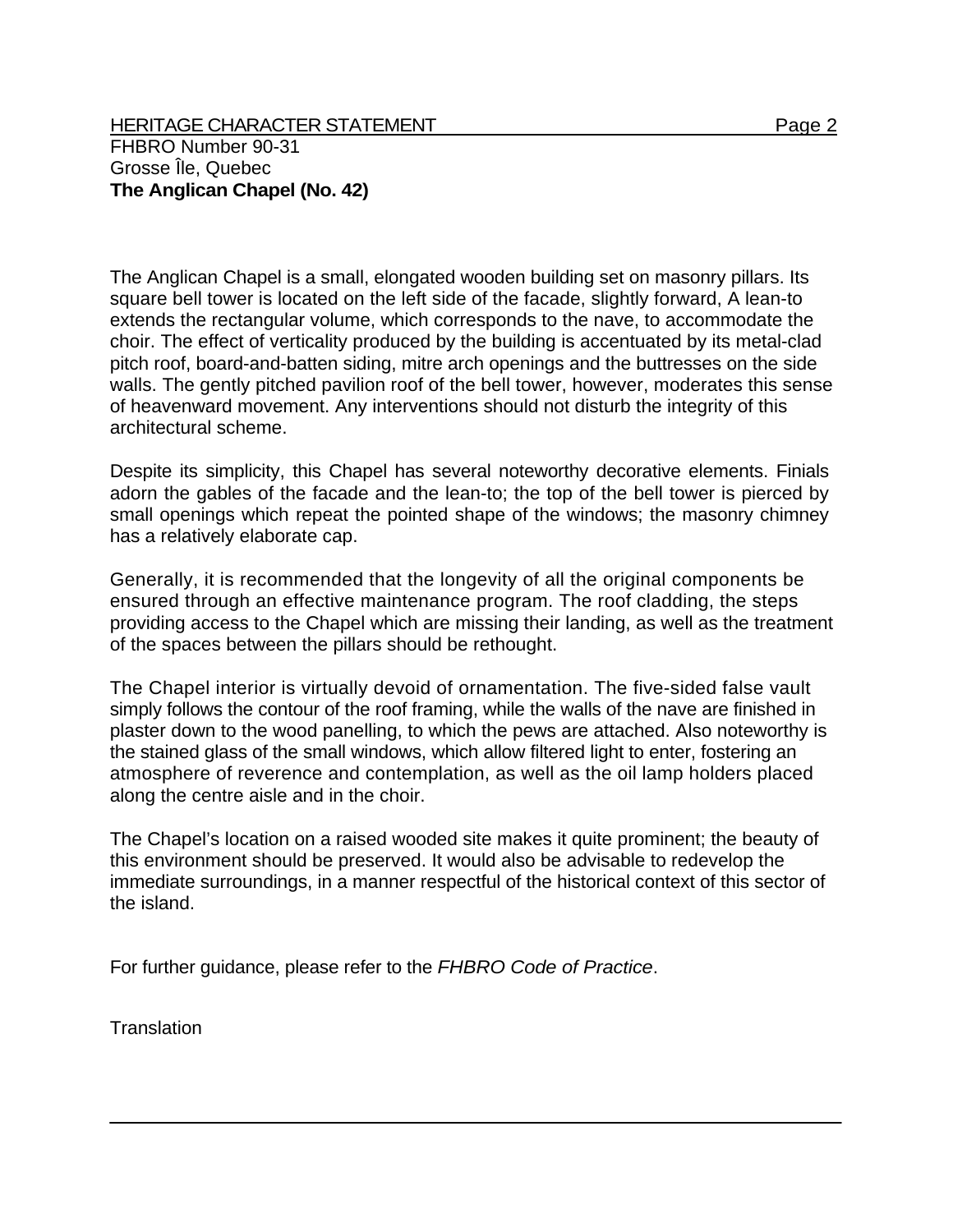FHBRO Number 90-31
Grosse Île, Quebec
**The Anglican Chapel (No. 42)**

The Anglican Chapel is a small, elongated wooden building set on masonry pillars. Its square bell tower is located on the left side of the facade, slightly forward, A lean-to extends the rectangular volume, which corresponds to the nave, to accommodate the choir. The effect of verticality produced by the building is accentuated by its metal-clad pitch roof, board-and-batten siding, mitre arch openings and the buttresses on the side walls. The gently pitched pavilion roof of the bell tower, however, moderates this sense of heavenward movement. Any interventions should not disturb the integrity of this architectural scheme.

Despite its simplicity, this Chapel has several noteworthy decorative elements. Finials adorn the gables of the facade and the lean-to; the top of the bell tower is pierced by small openings which repeat the pointed shape of the windows; the masonry chimney has a relatively elaborate cap.

Generally, it is recommended that the longevity of all the original components be ensured through an effective maintenance program. The roof cladding, the steps providing access to the Chapel which are missing their landing, as well as the treatment of the spaces between the pillars should be rethought.

The Chapel interior is virtually devoid of ornamentation. The five-sided false vault simply follows the contour of the roof framing, while the walls of the nave are finished in plaster down to the wood panelling, to which the pews are attached. Also noteworthy is the stained glass of the small windows, which allow filtered light to enter, fostering an atmosphere of reverence and contemplation, as well as the oil lamp holders placed along the centre aisle and in the choir.

The Chapel's location on a raised wooded site makes it quite prominent; the beauty of this environment should be preserved. It would also be advisable to redevelop the immediate surroundings, in a manner respectful of the historical context of this sector of the island.

For further guidance, please refer to the *FHBRO Code of Practice*.

Translation